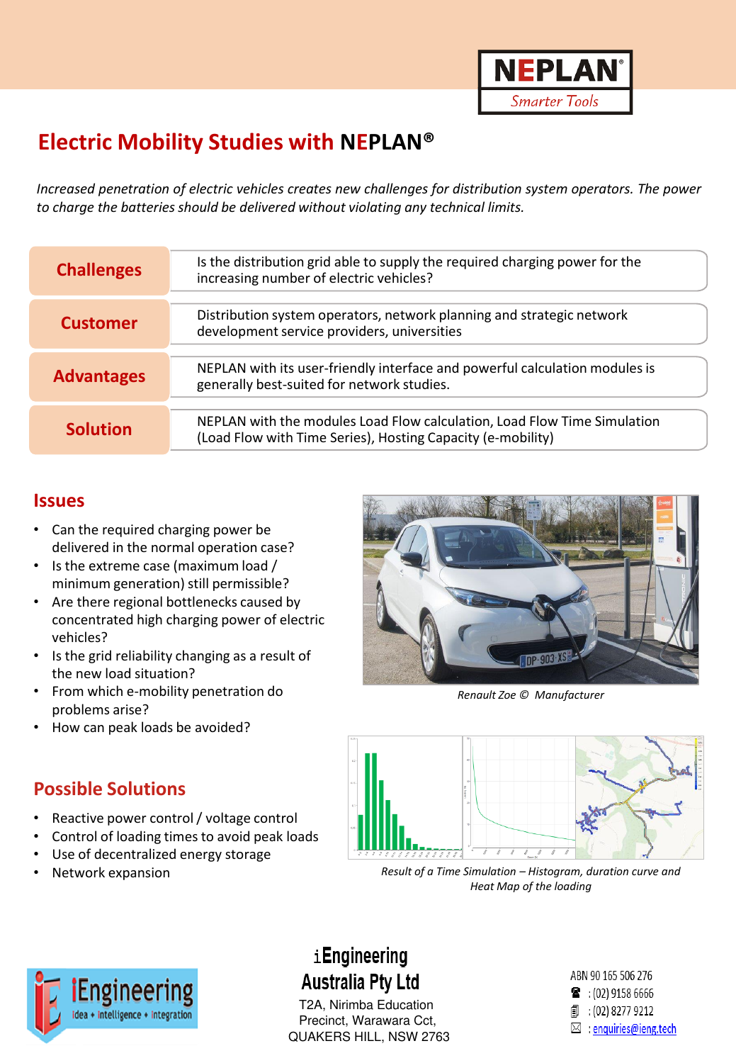# Electric Mobility Studies with NEPLAN®

*Increased penetration of electric vehicles creates new challenges for distribution system operators. The power to charge the batteries should be delivered without violating any technical limits.*

| | |
|---|---|
| **Challenges** | Is the distribution grid able to supply the required charging power for the increasing number of electric vehicles? |
| **Customer** | Distribution system operators, network planning and strategic network development service providers, universities |
| **Advantages** | NEPLAN with its user-friendly interface and powerful calculation modules is generally best-suited for network studies. |
| **Solution** | NEPLAN with the modules Load Flow calculation, Load Flow Time Simulation (Load Flow with Time Series), Hosting Capacity (e-mobility) |

## Issues

- Can the required charging power be delivered in the normal operation case?
- Is the extreme case (maximum load / minimum generation) still permissible?
- Are there regional bottlenecks caused by concentrated high charging power of electric vehicles?
- Is the grid reliability changing as a result of the new load situation?
- From which e-mobility penetration do problems arise?
- How can peak loads be avoided?

*Renault Zoe © Manufacturer*

## Possible Solutions

- Reactive power control / voltage control
- Control of loading times to avoid peak loads
- Use of decentralized energy storage
- Network expansion

*Result of a Time Simulation – Histogram, duration curve and Heat Map of the loading*

**iEngineering Australia Pty Ltd**
T2A, Nirimba Education Precinct, Warawara Cct, QUAKERS HILL, NSW 2763

ABN 90 165 506 276
: (02) 9158 6666
: (02) 8277 9212
: enquiries@ieng.tech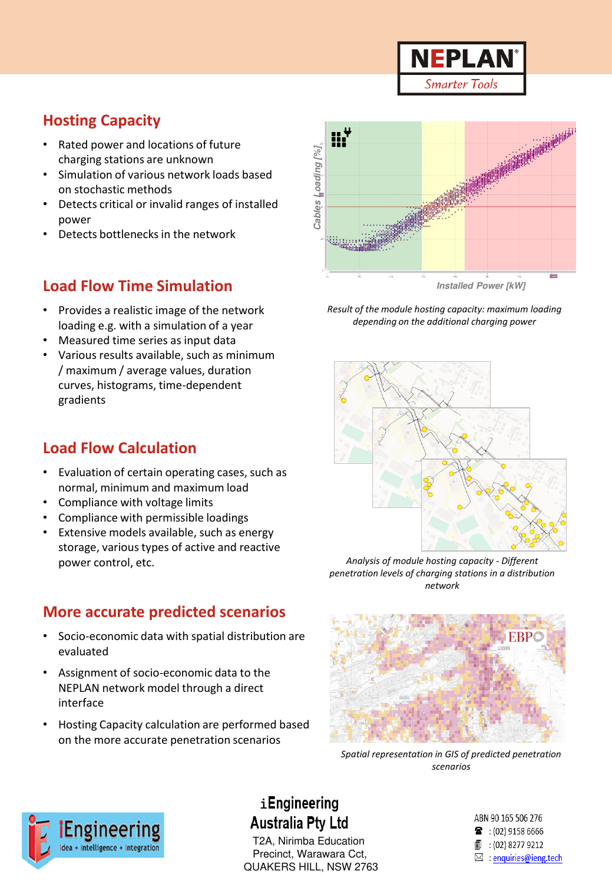NEPLAN
Smarter Tools

## Hosting Capacity

- Rated power and locations of future charging stations are unknown
- Simulation of various network loads based on stochastic methods
- Detects critical or invalid ranges of installed power
- Detects bottlenecks in the network

Cables Loading [%]

Installed Power [kW]

*Result of the module hosting capacity: maximum loading depending on the additional charging power*

## Load Flow Time Simulation

- Provides a realistic image of the network loading e.g. with a simulation of a year
- Measured time series as input data
- Various results available, such as minimum / maximum / average values, duration curves, histograms, time-dependent gradients

*Analysis of module hosting capacity - Different penetration levels of charging stations in a distribution network*

## Load Flow Calculation

- Evaluation of certain operating cases, such as normal, minimum and maximum load
- Compliance with voltage limits
- Compliance with permissible loadings
- Extensive models available, such as energy storage, various types of active and reactive power control, etc.

## More accurate predicted scenarios

- Socio-economic data with spatial distribution are evaluated
- Assignment of socio-economic data to the NEPLAN network model through a direct interface
- Hosting Capacity calculation are performed based on the more accurate penetration scenarios

EBP

*Spatial representation in GIS of predicted penetration scenarios*

iEngineering
Idea + Intelligence + Integration

**iEngineering Australia Pty Ltd**
T2A, Nirimba Education Precinct, Warawara Cct,
QUAKERS HILL, NSW 2763

ABN 90 165 506 276
☎ : (02) 9158 6666
: (02) 8277 9212
✉ : enquiries@ieng.tech